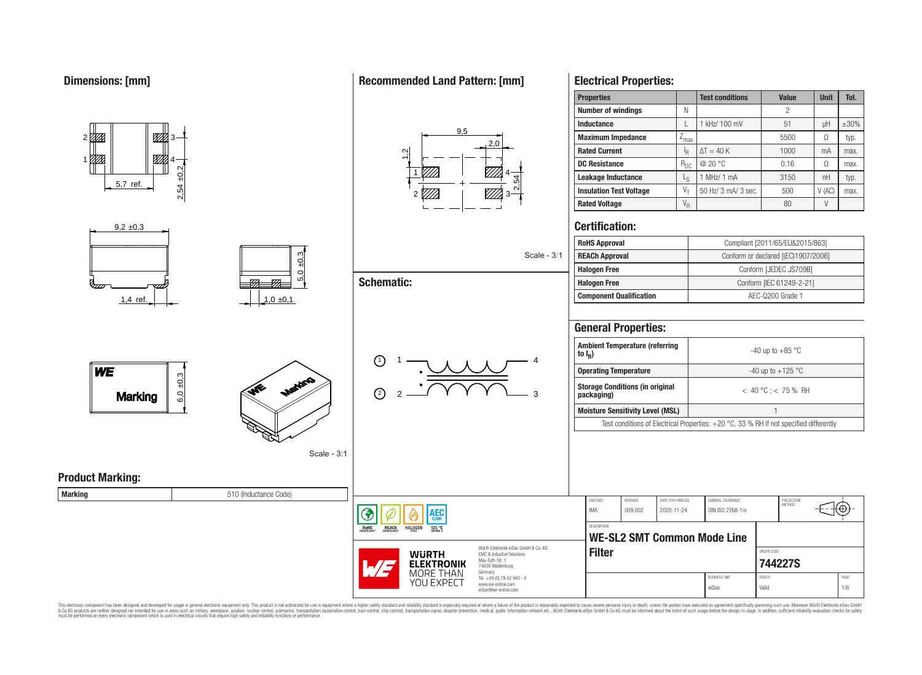## Dimensions: [mm]

5,7 ref.

2,54 ±0,2

9,2 ±0,3

5,0 ±0,3

1,4 ref.

1,0 ±0,1

6,0 ±0,3

Marking

Scale - 3:1

## Recommended Land Pattern: [mm]

9,5

2,0

1,2

2,54

Scale - 3:1

## Schematic:

## Electrical Properties:

| Properties | | Test conditions | Value | Unit | Tol. |
|---|---|---|---|---|---|
| Number of windings | N | | 2 | | |
| Inductance | L | 1 kHz/ 100 mV | 51 | µH | ±30% |
| Maximum Impedance | $Z_{max}$ | | 5500 | Ω | typ. |
| Rated Current | $I_R$ | $\Delta T = 40$ K | 1000 | mA | max. |
| DC Resistance | $R_{DC}$ | @ 20 °C | 0.16 | Ω | max. |
| Leakage Inductance | $L_S$ | 1 MHz/ 1 mA | 3150 | nH | typ. |
| Insulation Test Voltage | $V_T$ | 50 Hz/ 3 mA/ 3 sec. | 500 | V (AC) | max. |
| Rated Voltage | $V_R$ | | 80 | V | |

## Certification:

| | |
|---|---|
| RoHS Approval | Compliant [2011/65/EU&2015/863] |
| REACh Approval | Conform or declared [(EC)1907/2006] |
| Halogen Free | Conform [JEDEC JS709B] |
| Halogen Free | Conform [IEC 61249-2-21] |
| Component Qualification | AEC-Q200 Grade 1 |

## General Properties:

| | |
|---|---|
| Ambient Temperature (referring to $I_R$) | -40 up to +85 °C |
| Operating Temperature | -40 up to +125 °C |
| Storage Conditions (in original packaging) | < 40 °C ; < 75 % RH |
| Moisture Sensitivity Level (MSL) | 1 |

Test conditions of Electrical Properties: +20 °C, 33 % RH if not specified differently

## Product Marking:

| Marking | 510 (Inductance Code) |
|---|---|

| CHECKED | REVISION | DATE (YYYY-MM-DD) | GENERAL TOLERANCE | PROJECTION METHOD |
|---|---|---|---|---|
| IMA | 009.002 | 2020-11-24 | DIN ISO 2768-1m | |

DESCRIPTION: **WE-SL2 SMT Common Mode Line Filter**

ORDER CODE: **744227S**

BUSINESS UNIT: eiSos — STATUS: Valid — PAGE: 1/6

Würth Elektronik eiSos GmbH & Co. KG
EMC & Inductive Solutions
Max-Eyth-Str. 1
74638 Waldenburg
Germany
Tel. +49 (0) 79 42 945 - 0
www.we-online.com
eiSos@we-online.com

This electronic component has been designed and developed for usage in general electronic equipment only. This product is not authorized for use in equipment where a higher safety standard and reliability standard is especially required or where a failure of the product is reasonably expected to cause severe personal injury or death, unless the parties have executed an agreement specifically governing such use. Moreover Würth Elektronik eiSos GmbH & Co KG products are neither designed nor intended for use in areas such as military, aerospace, aviation, nuclear control, submarine, transportation (automotive control, train control, ship control), transportation signal, disaster prevention, medical, public information network etc.. Würth Elektronik eiSos GmbH & Co KG must be informed about the intent of such usage before the design-in stage. In addition, sufficient reliability evaluation checks for safety must be performed on every electronic component which is used in electrical circuits that require high safety and reliability functions or performance.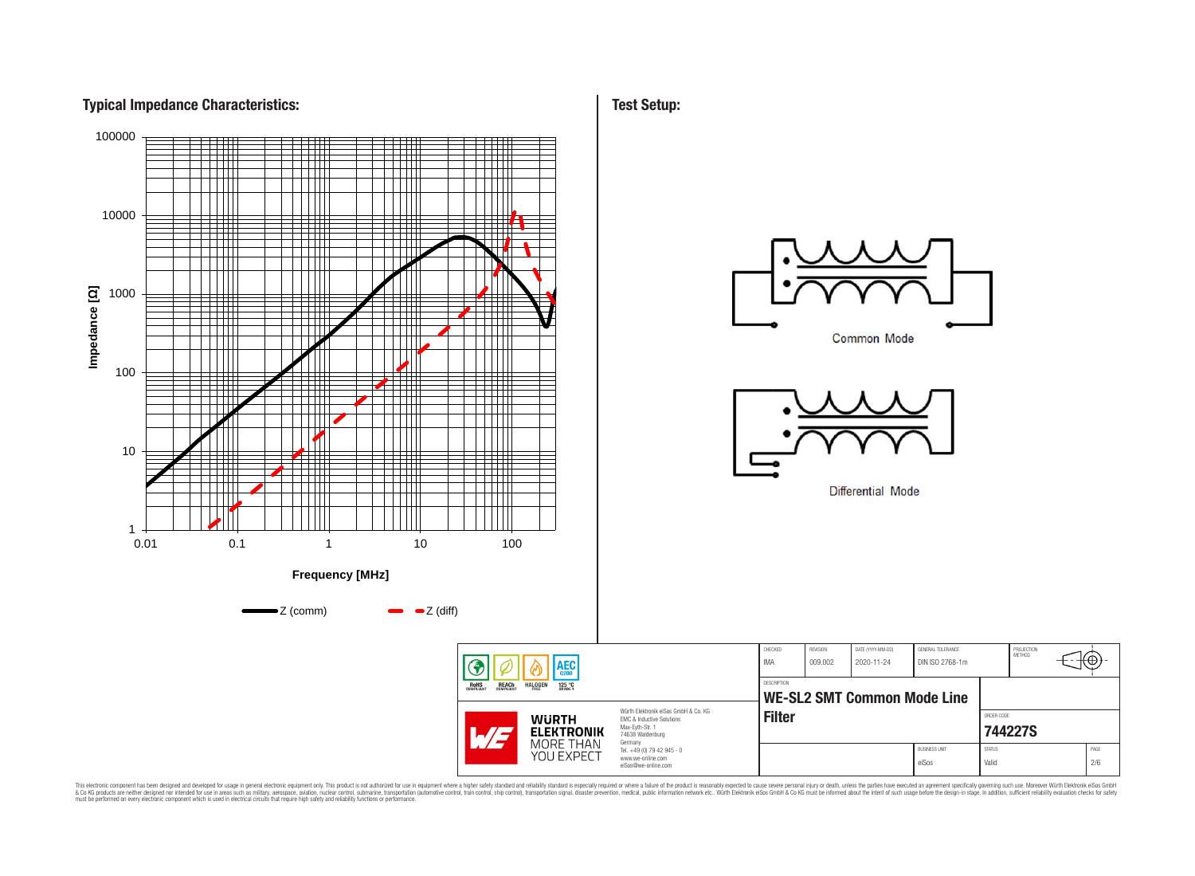## Typical Impedance Characteristics:

Impedance [Ω]

100000
10000
1000
100
10
1

0.01 0.1 1 10 100

Frequency [MHz]

Z (comm) Z (diff)

## Test Setup:

Common Mode

Differential Mode

| CHECKED | REVISION | DATE (YYYY-MM-DD) | GENERAL TOLERANCE | PROJECTION METHOD |
|---|---|---|---|---|
| IMA | 009.002 | 2020-11-24 | DIN ISO 2768-1m | |

DESCRIPTION

**WE-SL2 SMT Common Mode Line Filter**

ORDER CODE

**744227S**

| BUSINESS UNIT | STATUS | PAGE |
|---|---|---|
| eiSos | Valid | 2/6 |

RoHS COMPLIANT · REACh COMPLIANT · HALOGEN FREE · AEC Q200 · 125 °C GRADE 1

Würth Elektronik eiSos GmbH & Co. KG
EMC & Inductive Solutions
Max-Eyth-Str. 1
74638 Waldenburg
Germany
Tel. +49 (0) 79 42 945 - 0
www.we-online.com
eiSos@we-online.com

WÜRTH ELEKTRONIK MORE THAN YOU EXPECT

This electronic component has been designed and developed for usage in general electronic equipment only. This product is not authorized for use in equipment where a higher safety standard and reliability standard is especially required or where a failure of the product is reasonably expected to cause severe personal injury or death, unless the parties have executed an agreement specifically governing such use. Moreover Würth Elektronik eiSos GmbH & Co KG products are neither designed nor intended for use in areas such as military, aerospace, aviation, nuclear control, submarine, transportation (automotive control, train control, ship control), transportation signal, disaster prevention, medical, public information network etc.. Würth Elektronik eiSos GmbH & Co KG must be informed about the intent of such usage before the design-in stage. In addition, sufficient reliability evaluation checks for safety must be performed on every electronic component which is used in electrical circuits that require high safety and reliability functions or performance.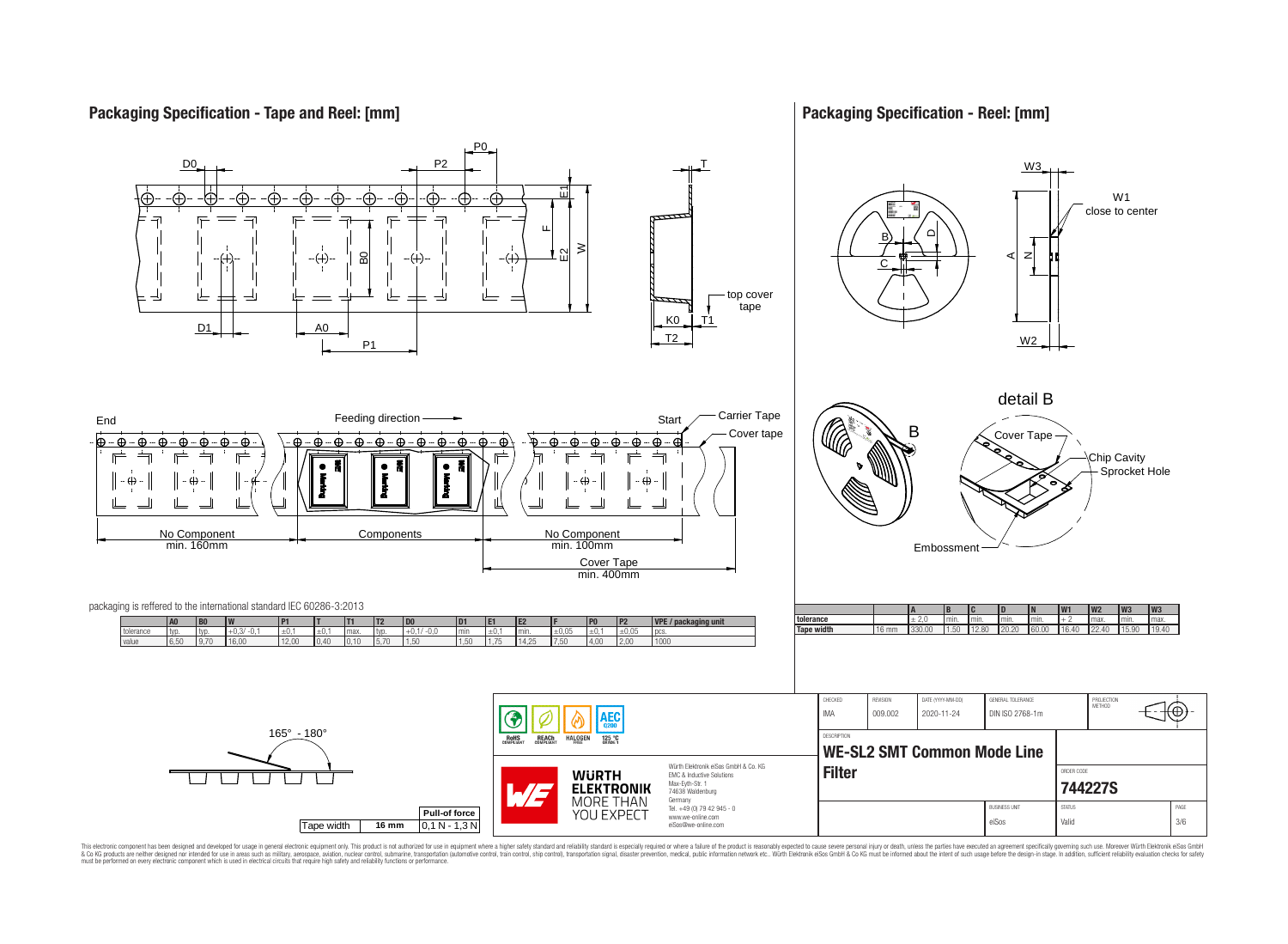## Packaging Specification - Tape and Reel: [mm]

top cover tape

End — Feeding direction — Start

Carrier Tape

Cover tape

No Component min. 160mm — Components — No Component min. 100mm

Cover Tape min. 400mm

packaging is reffered to the international standard IEC 60286-3:2013

| | A0 | B0 | W | P1 | T | T1 | T2 | D0 | D1 | E1 | E2 | F | P0 | P2 | VPE / packaging unit |
|---|---|---|---|---|---|---|---|---|---|---|---|---|---|---|---|
| tolerance | typ. | typ. | +0,3/ -0,1 | ±0,1 | ±0,1 | max. | typ. | +0,1/ -0,0 | min | ±0,1 | min. | ±0,05 | ±0,1 | ±0,05 | pcs. |
| value | 6,50 | 9,70 | 16,00 | 12,00 | 0,40 | 0,10 | 5,70 | 1,50 | 1,50 | 1,75 | 14,25 | 7,50 | 4,00 | 2,00 | 1000 |

165° - 180°

| Tape width | Pull-of force |
|---|---|
| 16 mm | 0,1 N - 1,3 N |

## Packaging Specification - Reel: [mm]

W1 close to center

detail B

Cover Tape

Chip Cavity

Sprocket Hole

Embossment

| | | A | B | C | D | N | W1 | W2 | W3 | W3 |
|---|---|---|---|---|---|---|---|---|---|---|
| tolerance | | ± 2,0 | min. | min. | min. | min. | + 2 | max. | min. | max. |
| Tape width | 16 mm | 330.00 | 1.50 | 12.80 | 20.20 | 60.00 | 16.40 | 22.40 | 15.90 | 19.40 |

RoHS COMPLIANT | REACh COMPLIANT | HALOGEN FREE | AEC Q200 | 125 °C GRADE 1

Würth Elektronik eiSos GmbH & Co. KG
EMC & Inductive Solutions
Max-Eyth-Str. 1
74638 Waldenburg
Germany
Tel. +49 (0) 79 42 945 - 0
www.we-online.com
eiSos@we-online.com

WÜRTH ELEKTRONIK MORE THAN YOU EXPECT

| CHECKED | REVISION | DATE (YYYY-MM-DD) | GENERAL TOLERANCE | PROJECTION METHOD |
|---|---|---|---|---|
| IMA | 009.002 | 2020-11-24 | DIN ISO 2768-1m | |

DESCRIPTION: **WE-SL2 SMT Common Mode Line Filter**

ORDER CODE: **744227S**

| BUSINESS UNIT | STATUS | PAGE |
|---|---|---|
| eiSos | Valid | 3/6 |

This electronic component has been designed and developed for usage in general electronic equipment only. This product is not authorized for use in equipment where a higher safety standard and reliability standard is especially required or where a failure of the product is reasonably expected to cause severe personal injury or death, unless the parties have executed an agreement specifically governing such use. Moreover Würth Elektronik eiSos GmbH & Co KG products are neither designed nor intended for use in areas such as military, aerospace, aviation, nuclear control, submarine, transportation (automotive control, train control, ship control), transportation signal, disaster prevention, medical, public information network etc.. Würth Elektronik eiSos GmbH & Co KG must be informed about the intent of such usage before the design-in stage. In addition, sufficient reliability evaluation checks for safety must be performed on every electronic component which is used in electrical circuits that require high safety and reliability functions or performance.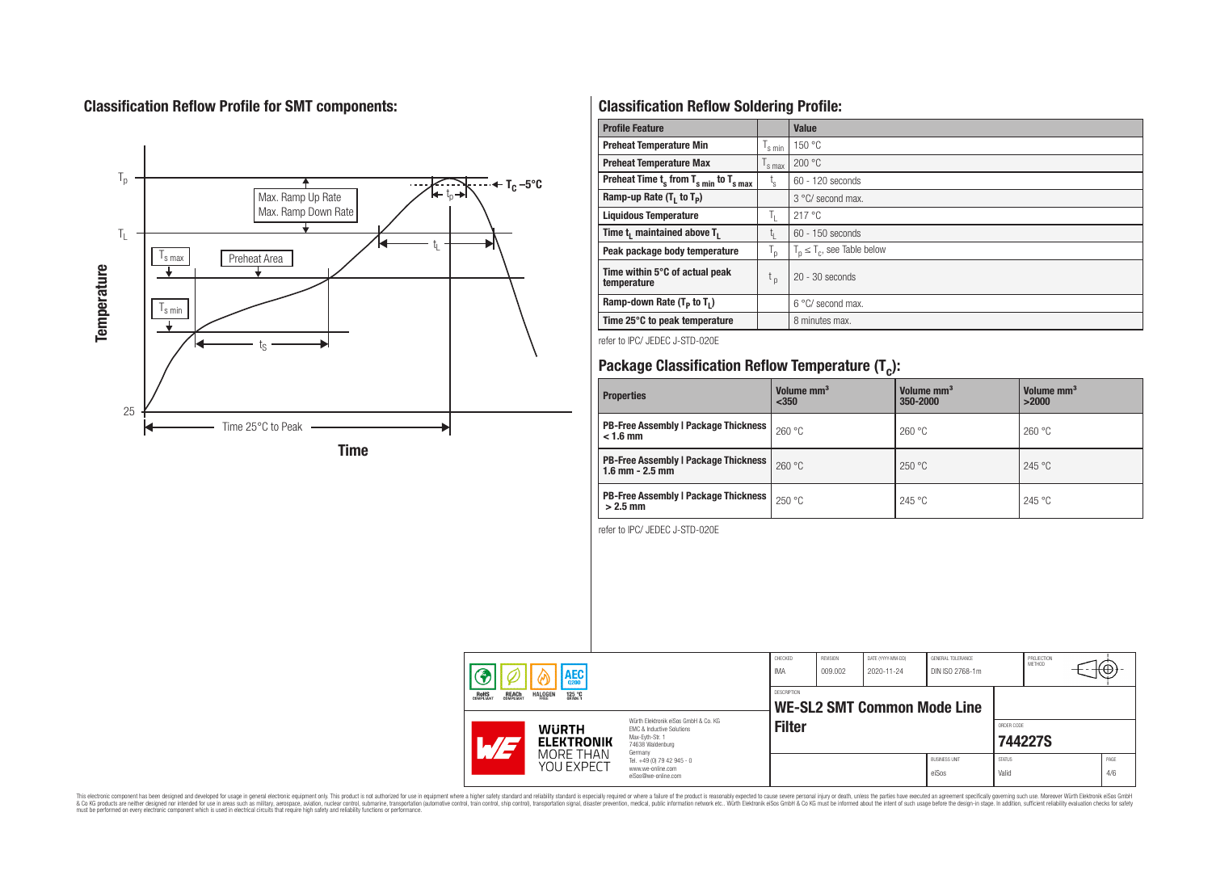## Classification Reflow Profile for SMT components:

## Classification Reflow Soldering Profile:

| Profile Feature | | Value |
|---|---|---|
| Preheat Temperature Min | $T_{s\ min}$ | 150 °C |
| Preheat Temperature Max | $T_{s\ max}$ | 200 °C |
| Preheat Time $t_s$ from $T_{s\ min}$ to $T_{s\ max}$ | $t_s$ | 60 - 120 seconds |
| Ramp-up Rate ($T_L$ to $T_P$) | | 3 °C/ second max. |
| Liquidous Temperature | $T_L$ | 217 °C |
| Time $t_L$ maintained above $T_L$ | $t_L$ | 60 - 150 seconds |
| Peak package body temperature | $T_p$ | $T_p \leq T_c$, see Table below |
| Time within 5°C of actual peak temperature | $t_p$ | 20 - 30 seconds |
| Ramp-down Rate ($T_P$ to $T_L$) | | 6 °C/ second max. |
| Time 25°C to peak temperature | | 8 minutes max. |

refer to IPC/ JEDEC J-STD-020E

## Package Classification Reflow Temperature ($T_c$):

| Properties | Volume mm³ <350 | Volume mm³ 350-2000 | Volume mm³ >2000 |
|---|---|---|---|
| PB-Free Assembly \| Package Thickness < 1.6 mm | 260 °C | 260 °C | 260 °C |
| PB-Free Assembly \| Package Thickness 1.6 mm - 2.5 mm | 260 °C | 250 °C | 245 °C |
| PB-Free Assembly \| Package Thickness > 2.5 mm | 250 °C | 245 °C | 245 °C |

refer to IPC/ JEDEC J-STD-020E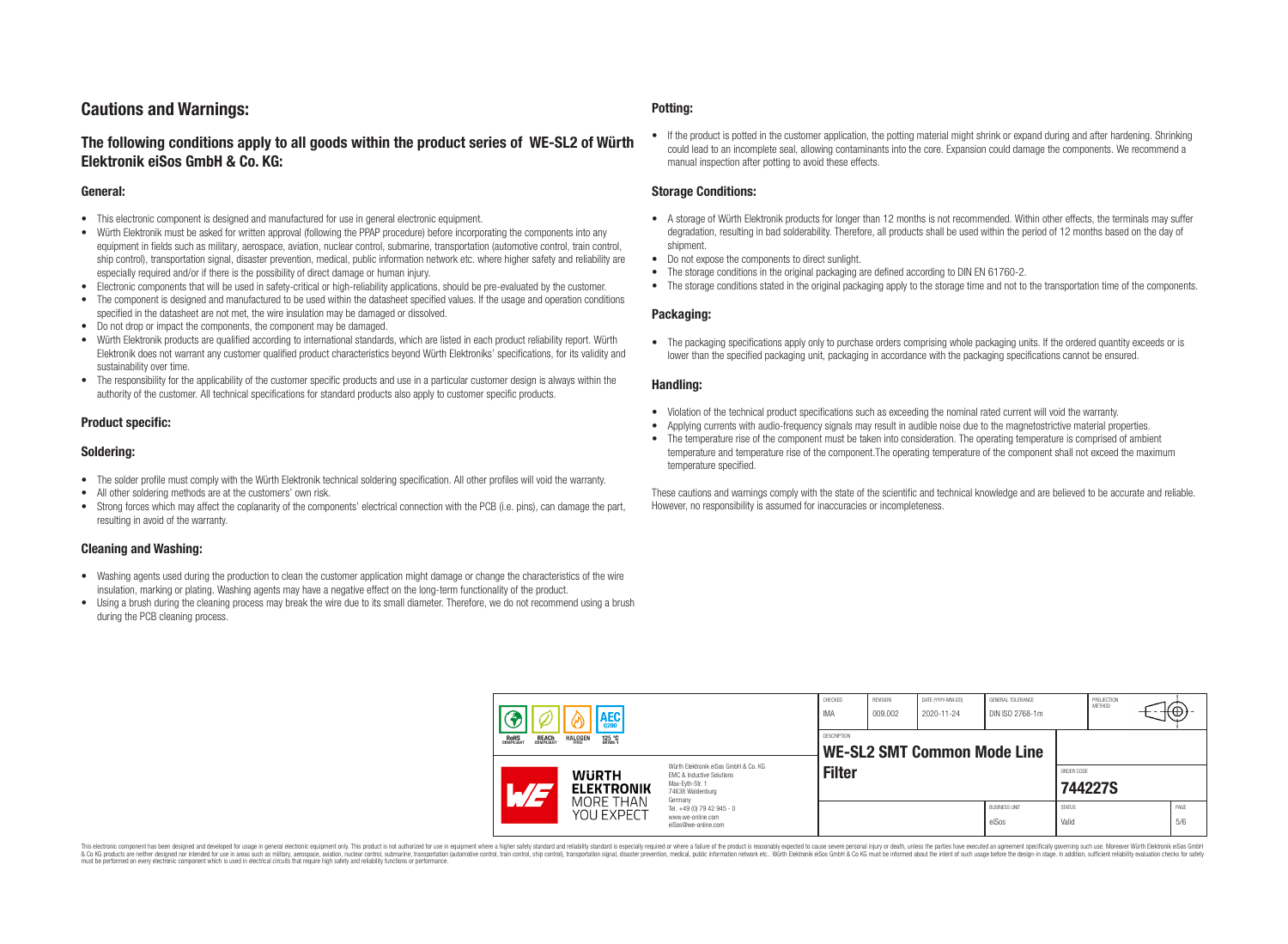## Cautions and Warnings:

### The following conditions apply to all goods within the product series of WE-SL2 of Würth Elektronik eiSos GmbH & Co. KG:

#### General:

- This electronic component is designed and manufactured for use in general electronic equipment.
- Würth Elektronik must be asked for written approval (following the PPAP procedure) before incorporating the components into any equipment in fields such as military, aerospace, aviation, nuclear control, submarine, transportation (automotive control, train control, ship control), transportation signal, disaster prevention, medical, public information network etc. where higher safety and reliability are especially required and/or if there is the possibility of direct damage or human injury.
- Electronic components that will be used in safety-critical or high-reliability applications, should be pre-evaluated by the customer.
- The component is designed and manufactured to be used within the datasheet specified values. If the usage and operation conditions specified in the datasheet are not met, the wire insulation may be damaged or dissolved.
- Do not drop or impact the components, the component may be damaged.
- Würth Elektronik products are qualified according to international standards, which are listed in each product reliability report. Würth Elektronik does not warrant any customer qualified product characteristics beyond Würth Elektroniks' specifications, for its validity and sustainability over time.
- The responsibility for the applicability of the customer specific products and use in a particular customer design is always within the authority of the customer. All technical specifications for standard products also apply to customer specific products.

#### Product specific:

#### Soldering:

- The solder profile must comply with the Würth Elektronik technical soldering specification. All other profiles will void the warranty.
- All other soldering methods are at the customers' own risk.
- Strong forces which may affect the coplanarity of the components' electrical connection with the PCB (i.e. pins), can damage the part, resulting in avoid of the warranty.

#### Cleaning and Washing:

- Washing agents used during the production to clean the customer application might damage or change the characteristics of the wire insulation, marking or plating. Washing agents may have a negative effect on the long-term functionality of the product.
- Using a brush during the cleaning process may break the wire due to its small diameter. Therefore, we do not recommend using a brush during the PCB cleaning process.

#### Potting:

- If the product is potted in the customer application, the potting material might shrink or expand during and after hardening. Shrinking could lead to an incomplete seal, allowing contaminants into the core. Expansion could damage the components. We recommend a manual inspection after potting to avoid these effects.

#### Storage Conditions:

- A storage of Würth Elektronik products for longer than 12 months is not recommended. Within other effects, the terminals may suffer degradation, resulting in bad solderability. Therefore, all products shall be used within the period of 12 months based on the day of shipment.
- Do not expose the components to direct sunlight.
- The storage conditions in the original packaging are defined according to DIN EN 61760-2.
- The storage conditions stated in the original packaging apply to the storage time and not to the transportation time of the components.

#### Packaging:

- The packaging specifications apply only to purchase orders comprising whole packaging units. If the ordered quantity exceeds or is lower than the specified packaging unit, packaging in accordance with the packaging specifications cannot be ensured.

#### Handling:

- Violation of the technical product specifications such as exceeding the nominal rated current will void the warranty.
- Applying currents with audio-frequency signals may result in audible noise due to the magnetostrictive material properties.
- The temperature rise of the component must be taken into consideration. The operating temperature is comprised of ambient temperature and temperature rise of the component.The operating temperature of the component shall not exceed the maximum temperature specified.

These cautions and warnings comply with the state of the scientific and technical knowledge and are believed to be accurate and reliable. However, no responsibility is assumed for inaccuracies or incompleteness.

| CHECKED | REVISION | DATE (YYYY-MM-DD) | GENERAL TOLERANCE | PROJECTION METHOD |
|---|---|---|---|---|
| IMA | 009.002 | 2020-11-24 | DIN ISO 2768-1m | |

DESCRIPTION: **WE-SL2 SMT Common Mode Line Filter**

ORDER CODE: **744227S**

BUSINESS UNIT: eiSos | STATUS: Valid | PAGE: 5/6

Würth Elektronik eiSos GmbH & Co. KG
EMC & Inductive Solutions
Max-Eyth-Str. 1
74638 Waldenburg
Germany
Tel. +49 (0) 79 42 945 - 0
www.we-online.com
eiSos@we-online.com

This electronic component has been designed and developed for usage in general electronic equipment only. This product is not authorized for use in equipment where a higher safety standard and reliability standard is especially required or where a failure of the product is reasonably expected to cause severe personal injury or death, unless the parties have executed an agreement specifically governing such use. Moreover Würth Elektronik eiSos GmbH & Co KG products are neither designed nor intended for use in areas such as military, aerospace, aviation, nuclear control, submarine, transportation (automotive control, train control, ship control), transportation signal, disaster prevention, medical, public information network etc.. Würth Elektronik eiSos GmbH & Co KG must be informed about the intent of such usage before the design-in stage. In addition, sufficient reliability evaluation checks for safety must be performed on every electronic component which is used in electrical circuits that require high safety and reliability functions or performance.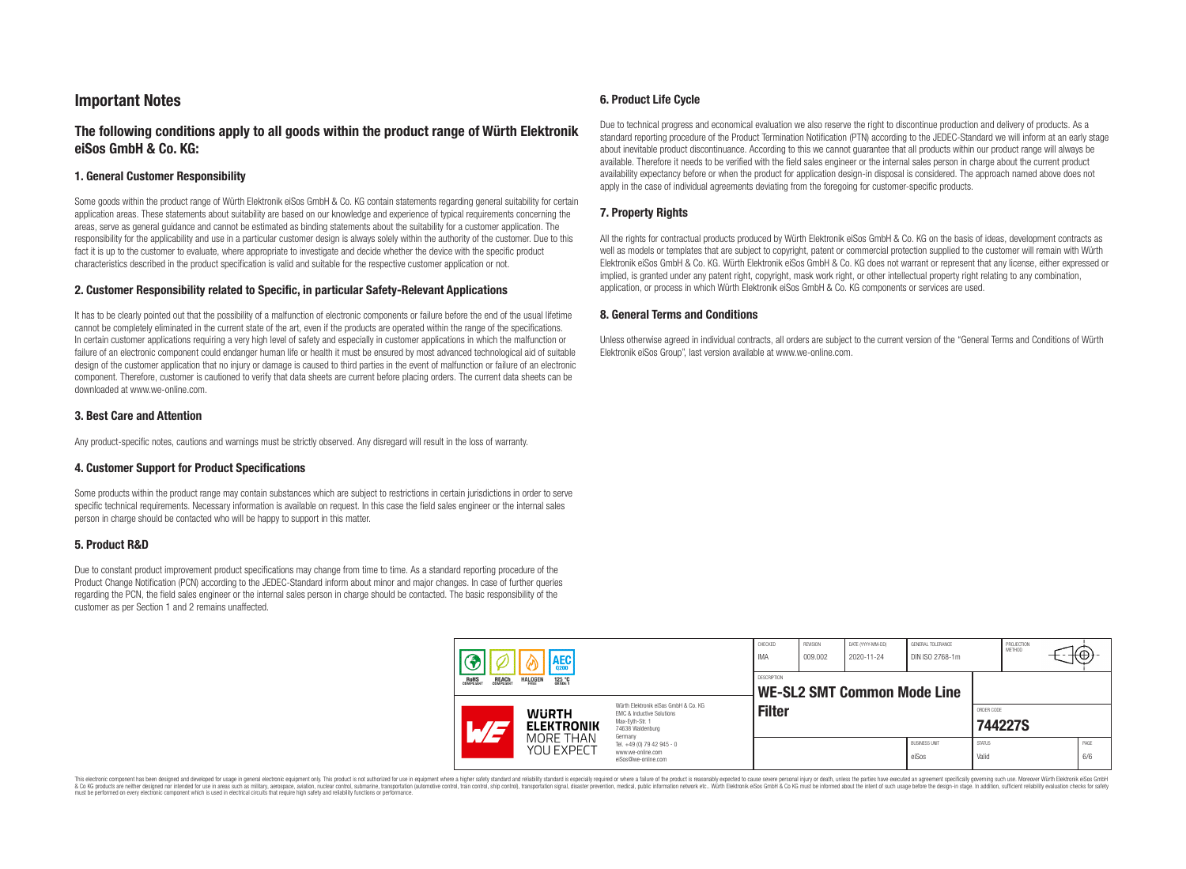# Important Notes

## The following conditions apply to all goods within the product range of Würth Elektronik eiSos GmbH & Co. KG:

### 1. General Customer Responsibility

Some goods within the product range of Würth Elektronik eiSos GmbH & Co. KG contain statements regarding general suitability for certain application areas. These statements about suitability are based on our knowledge and experience of typical requirements concerning the areas, serve as general guidance and cannot be estimated as binding statements about the suitability for a customer application. The responsibility for the applicability and use in a particular customer design is always solely within the authority of the customer. Due to this fact it is up to the customer to evaluate, where appropriate to investigate and decide whether the device with the specific product characteristics described in the product specification is valid and suitable for the respective customer application or not.

### 2. Customer Responsibility related to Specific, in particular Safety-Relevant Applications

It has to be clearly pointed out that the possibility of a malfunction of electronic components or failure before the end of the usual lifetime cannot be completely eliminated in the current state of the art, even if the products are operated within the range of the specifications. In certain customer applications requiring a very high level of safety and especially in customer applications in which the malfunction or failure of an electronic component could endanger human life or health it must be ensured by most advanced technological aid of suitable design of the customer application that no injury or damage is caused to third parties in the event of malfunction or failure of an electronic component. Therefore, customer is cautioned to verify that data sheets are current before placing orders. The current data sheets can be downloaded at www.we-online.com.

### 3. Best Care and Attention

Any product-specific notes, cautions and warnings must be strictly observed. Any disregard will result in the loss of warranty.

### 4. Customer Support for Product Specifications

Some products within the product range may contain substances which are subject to restrictions in certain jurisdictions in order to serve specific technical requirements. Necessary information is available on request. In this case the field sales engineer or the internal sales person in charge should be contacted who will be happy to support in this matter.

### 5. Product R&D

Due to constant product improvement product specifications may change from time to time. As a standard reporting procedure of the Product Change Notification (PCN) according to the JEDEC-Standard inform about minor and major changes. In case of further queries regarding the PCN, the field sales engineer or the internal sales person in charge should be contacted. The basic responsibility of the customer as per Section 1 and 2 remains unaffected.

### 6. Product Life Cycle

Due to technical progress and economical evaluation we also reserve the right to discontinue production and delivery of products. As a standard reporting procedure of the Product Termination Notification (PTN) according to the JEDEC-Standard we will inform at an early stage about inevitable product discontinuance. According to this we cannot guarantee that all products within our product range will always be available. Therefore it needs to be verified with the field sales engineer or the internal sales person in charge about the current product availability expectancy before or when the product for application design-in disposal is considered. The approach named above does not apply in the case of individual agreements deviating from the foregoing for customer-specific products.

### 7. Property Rights

All the rights for contractual products produced by Würth Elektronik eiSos GmbH & Co. KG on the basis of ideas, development contracts as well as models or templates that are subject to copyright, patent or commercial protection supplied to the customer will remain with Würth Elektronik eiSos GmbH & Co. KG. Würth Elektronik eiSos GmbH & Co. KG does not warrant or represent that any license, either expressed or implied, is granted under any patent right, copyright, mask work right, or other intellectual property right relating to any combination, application, or process in which Würth Elektronik eiSos GmbH & Co. KG components or services are used.

### 8. General Terms and Conditions

Unless otherwise agreed in individual contracts, all orders are subject to the current version of the "General Terms and Conditions of Würth Elektronik eiSos Group", last version available at www.we-online.com.

| | | | | | | |
|---|---|---|---|---|---|---|
| RoHS COMPLIANT, REACh COMPLIANT, HALOGEN FREE, AEC Q200, 125 °C GRADE 1 | CHECKED IMA | REVISION 009.002 | DATE (YYYY-MM-DD) 2020-11-24 | GENERAL TOLERANCE DIN ISO 2768-1m | PROJECTION METHOD | |
| | DESCRIPTION **WE-SL2 SMT Common Mode Line Filter** | | | | ORDER CODE **744227S** | |
| WÜRTH ELEKTRONIK MORE THAN YOU EXPECT — Würth Elektronik eiSos GmbH & Co. KG, EMC & Inductive Solutions, Max-Eyth-Str. 1, 74638 Waldenburg, Germany, Tel. +49 (0) 79 42 945 - 0, www.we-online.com, eiSos@we-online.com | | | | BUSINESS UNIT eiSos | STATUS Valid | PAGE 6/6 |

This electronic component has been designed and developed for usage in general electronic equipment only. This product is not authorized for use in equipment where a higher safety standard and reliability standard is especially required or where a failure of the product is reasonably expected to cause severe personal injury or death, unless the parties have executed an agreement specifically governing such use. Moreover Würth Elektronik eiSos GmbH & Co KG products are neither designed nor intended for use in areas such as military, aerospace, aviation, nuclear control, submarine, transportation (automotive control, train control, ship control), transportation signal, disaster prevention, medical, public information network etc.. Würth Elektronik eiSos GmbH & Co KG must be informed about the intent of such usage before the design-in stage. In addition, sufficient reliability evaluation checks for safety must be performed on every electronic component which is used in electrical circuits that require high safety and reliability functions or performance.